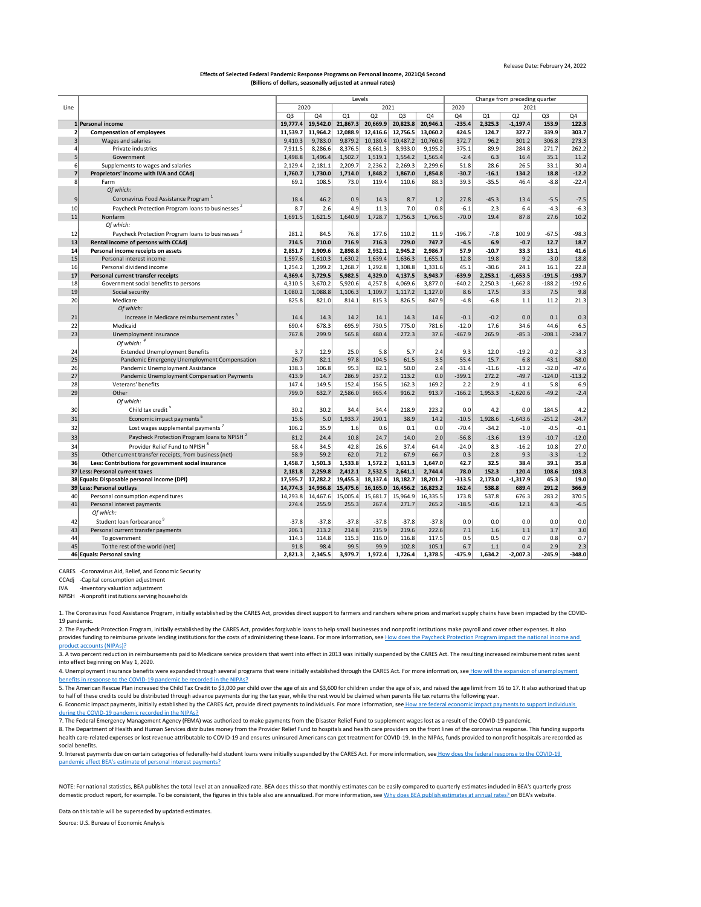Release Date: February 24, 2022

**Effects of Selected Federal Pandemic Response Programs on Personal Income, 2021Q4 Second**
**(Billions of dollars, seasonally adjusted at annual rates)**

| Line | | Levels | | | | | | Change from preceding quarter | | | | |
|---|---|---|---|---|---|---|---|---|---|---|---|---|
| | | 2020 | | 2021 | | | | 2020 | 2021 | | | |
| | | Q3 | Q4 | Q1 | Q2 | Q3 | Q4 | Q4 | Q1 | Q2 | Q3 | Q4 |
| 1 | **Personal income** | **19,777.4** | **19,542.0** | **21,867.3** | **20,669.9** | **20,823.8** | **20,946.1** | **-235.4** | **2,325.3** | **-1,197.4** | **153.9** | **122.3** |
| 2 | **Compensation of employees** | **11,539.7** | **11,964.2** | **12,088.9** | **12,416.6** | **12,756.5** | **13,060.2** | **424.5** | **124.7** | **327.7** | **339.9** | **303.7** |
| 3 | Wages and salaries | 9,410.3 | 9,783.0 | 9,879.2 | 10,180.4 | 10,487.2 | 10,760.6 | 372.7 | 96.2 | 301.2 | 306.8 | 273.3 |
| 4 | Private industries | 7,911.5 | 8,286.6 | 8,376.5 | 8,661.3 | 8,933.0 | 9,195.2 | 375.1 | 89.9 | 284.8 | 271.7 | 262.2 |
| 5 | Government | 1,498.8 | 1,496.4 | 1,502.7 | 1,519.1 | 1,554.2 | 1,565.4 | -2.4 | 6.3 | 16.4 | 35.1 | 11.2 |
| 6 | Supplements to wages and salaries | 2,129.4 | 2,181.1 | 2,209.7 | 2,236.2 | 2,269.3 | 2,299.6 | 51.8 | 28.6 | 26.5 | 33.1 | 30.4 |
| 7 | **Proprietors' income with IVA and CCAdj** | **1,760.7** | **1,730.0** | **1,714.0** | **1,848.2** | **1,867.0** | **1,854.8** | **-30.7** | **-16.1** | **134.2** | **18.8** | **-12.2** |
| 8 | Farm | 69.2 | 108.5 | 73.0 | 119.4 | 110.6 | 88.3 | 39.3 | -35.5 | 46.4 | -8.8 | -22.4 |
| | *Of which:* | | | | | | | | | | | |
| 9 | Coronavirus Food Assistance Program [1] | 18.4 | 46.2 | 0.9 | 14.3 | 8.7 | 1.2 | 27.8 | -45.3 | 13.4 | -5.5 | -7.5 |
| 10 | Paycheck Protection Program loans to businesses [2] | 8.7 | 2.6 | 4.9 | 11.3 | 7.0 | 0.8 | -6.1 | 2.3 | 6.4 | -4.3 | -6.3 |
| 11 | Nonfarm | 1,691.5 | 1,621.5 | 1,640.9 | 1,728.7 | 1,756.3 | 1,766.5 | -70.0 | 19.4 | 87.8 | 27.6 | 10.2 |
| | *Of which:* | | | | | | | | | | | |
| 12 | Paycheck Protection Program loans to businesses [2] | 281.2 | 84.5 | 76.8 | 177.6 | 110.2 | 11.9 | -196.7 | -7.8 | 100.9 | -67.5 | -98.3 |
| 13 | **Rental income of persons with CCAdj** | **714.5** | **710.0** | **716.9** | **716.3** | **729.0** | **747.7** | **-4.5** | **6.9** | **-0.7** | **12.7** | **18.7** |
| 14 | **Personal income receipts on assets** | **2,851.7** | **2,909.6** | **2,898.8** | **2,932.1** | **2,945.2** | **2,986.7** | **57.9** | **-10.7** | **33.3** | **13.1** | **41.6** |
| 15 | Personal interest income | 1,597.6 | 1,610.3 | 1,630.2 | 1,639.4 | 1,636.3 | 1,655.1 | 12.8 | 19.8 | 9.2 | -3.0 | 18.8 |
| 16 | Personal dividend income | 1,254.2 | 1,299.2 | 1,268.7 | 1,292.8 | 1,308.8 | 1,331.6 | 45.1 | -30.6 | 24.1 | 16.1 | 22.8 |
| 17 | **Personal current transfer receipts** | **4,369.4** | **3,729.5** | **5,982.5** | **4,329.0** | **4,137.5** | **3,943.7** | **-639.9** | **2,253.1** | **-1,653.5** | **-191.5** | **-193.7** |
| 18 | Government social benefits to persons | 4,310.5 | 3,670.2 | 5,920.6 | 4,257.8 | 4,069.6 | 3,877.0 | -640.2 | 2,250.3 | -1,662.8 | -188.2 | -192.6 |
| 19 | Social security | 1,080.2 | 1,088.8 | 1,106.3 | 1,109.7 | 1,117.2 | 1,127.0 | 8.6 | 17.5 | 3.3 | 7.5 | 9.8 |
| 20 | Medicare | 825.8 | 821.0 | 814.1 | 815.3 | 826.5 | 847.9 | -4.8 | -6.8 | 1.1 | 11.2 | 21.3 |
| | *Of which:* | | | | | | | | | | | |
| 21 | Increase in Medicare reimbursement rates [3] | 14.4 | 14.3 | 14.2 | 14.1 | 14.3 | 14.6 | -0.1 | -0.2 | 0.0 | 0.1 | 0.3 |
| 22 | Medicaid | 690.4 | 678.3 | 695.9 | 730.5 | 775.0 | 781.6 | -12.0 | 17.6 | 34.6 | 44.6 | 6.5 |
| 23 | Unemployment insurance | 767.8 | 299.9 | 565.8 | 480.4 | 272.3 | 37.6 | -467.9 | 265.9 | -85.3 | -208.1 | -234.7 |
| | *Of which:* [4] | | | | | | | | | | | |
| 24 | Extended Unemployment Benefits | 3.7 | 12.9 | 25.0 | 5.8 | 5.7 | 2.4 | 9.3 | 12.0 | -19.2 | -0.2 | -3.3 |
| 25 | Pandemic Emergency Unemployment Compensation | 26.7 | 82.1 | 97.8 | 104.5 | 61.5 | 3.5 | 55.4 | 15.7 | 6.8 | -43.1 | -58.0 |
| 26 | Pandemic Unemployment Assistance | 138.3 | 106.8 | 95.3 | 82.1 | 50.0 | 2.4 | -31.4 | -11.6 | -13.2 | -32.0 | -47.6 |
| 27 | Pandemic Unemployment Compensation Payments | 413.9 | 14.7 | 286.9 | 237.2 | 113.2 | 0.0 | -399.1 | 272.2 | -49.7 | -124.0 | -113.2 |
| 28 | Veterans' benefits | 147.4 | 149.5 | 152.4 | 156.5 | 162.3 | 169.2 | 2.2 | 2.9 | 4.1 | 5.8 | 6.9 |
| 29 | Other | 799.0 | 632.7 | 2,586.0 | 965.4 | 916.2 | 913.7 | -166.2 | 1,953.3 | -1,620.6 | -49.2 | -2.4 |
| | *Of which:* | | | | | | | | | | | |
| 30 | Child tax credit [5] | 30.2 | 30.2 | 34.4 | 34.4 | 218.9 | 223.2 | 0.0 | 4.2 | 0.0 | 184.5 | 4.2 |
| 31 | Economic impact payments [6] | 15.6 | 5.0 | 1,933.7 | 290.1 | 38.9 | 14.2 | -10.5 | 1,928.6 | -1,643.6 | -251.2 | -24.7 |
| 32 | Lost wages supplemental payments [7] | 106.2 | 35.9 | 1.6 | 0.6 | 0.1 | 0.0 | -70.4 | -34.2 | -1.0 | -0.5 | -0.1 |
| 33 | Paycheck Protection Program loans to NPISH [2] | 81.2 | 24.4 | 10.8 | 24.7 | 14.0 | 2.0 | -56.8 | -13.6 | 13.9 | -10.7 | -12.0 |
| 34 | Provider Relief Fund to NPISH [8] | 58.4 | 34.5 | 42.8 | 26.6 | 37.4 | 64.4 | -24.0 | 8.3 | -16.2 | 10.8 | 27.0 |
| 35 | Other current transfer receipts, from business (net) | 58.9 | 59.2 | 62.0 | 71.2 | 67.9 | 66.7 | 0.3 | 2.8 | 9.3 | -3.3 | -1.2 |
| 36 | **Less: Contributions for government social insurance** | **1,458.7** | **1,501.3** | **1,533.8** | **1,572.2** | **1,611.3** | **1,647.0** | **42.7** | **32.5** | **38.4** | **39.1** | **35.8** |
| 37 | **Less: Personal current taxes** | **2,181.8** | **2,259.8** | **2,412.1** | **2,532.5** | **2,641.1** | **2,744.4** | **78.0** | **152.3** | **120.4** | **108.6** | **103.3** |
| 38 | **Equals: Disposable personal income (DPI)** | **17,595.7** | **17,282.2** | **19,455.3** | **18,137.4** | **18,182.7** | **18,201.7** | **-313.5** | **2,173.0** | **-1,317.9** | **45.3** | **19.0** |
| 39 | **Less: Personal outlays** | **14,774.3** | **14,936.8** | **15,475.6** | **16,165.0** | **16,456.2** | **16,823.2** | **162.4** | **538.8** | **689.4** | **291.2** | **366.9** |
| 40 | Personal consumption expenditures | 14,293.8 | 14,467.6 | 15,005.4 | 15,681.7 | 15,964.9 | 16,335.5 | 173.8 | 537.8 | 676.3 | 283.2 | 370.5 |
| 41 | Personal interest payments | 274.4 | 255.9 | 255.3 | 267.4 | 271.7 | 265.2 | -18.5 | -0.6 | 12.1 | 4.3 | -6.5 |
| | *Of which:* | | | | | | | | | | | |
| 42 | Student loan forbearance [9] | -37.8 | -37.8 | -37.8 | -37.8 | -37.8 | -37.8 | 0.0 | 0.0 | 0.0 | 0.0 | 0.0 |
| 43 | Personal current transfer payments | 206.1 | 213.2 | 214.8 | 215.9 | 219.6 | 222.6 | 7.1 | 1.6 | 1.1 | 3.7 | 3.0 |
| 44 | To government | 114.3 | 114.8 | 115.3 | 116.0 | 116.8 | 117.5 | 0.5 | 0.5 | 0.7 | 0.8 | 0.7 |
| 45 | To the rest of the world (net) | 91.8 | 98.4 | 99.5 | 99.9 | 102.8 | 105.1 | 6.7 | 1.1 | 0.4 | 2.9 | 2.3 |
| 46 | **Equals: Personal saving** | **2,821.3** | **2,345.5** | **3,979.7** | **1,972.4** | **1,726.4** | **1,378.5** | **-475.9** | **1,634.2** | **-2,007.3** | **-245.9** | **-348.0** |

CARES -Coronavirus Aid, Relief, and Economic Security
CCAdj -Capital consumption adjustment
IVA -Inventory valuation adjustment
NPISH -Nonprofit institutions serving households

1. The Coronavirus Food Assistance Program, initially established by the CARES Act, provides direct support to farmers and ranchers where prices and market supply chains have been impacted by the COVID-19 pandemic.
2. The Paycheck Protection Program, initially established by the CARES Act, provides forgivable loans to help small businesses and nonprofit institutions make payroll and cover other expenses. It also provides funding to reimburse private lending institutions for the costs of administering these loans. For more information, see How does the Paycheck Protection Program impact the national income and product accounts (NIPAs)?
3. A two percent reduction in reimbursements paid to Medicare service providers that went into effect in 2013 was initially suspended by the CARES Act. The resulting increased reimbursement rates went into effect beginning on May 1, 2020.
4. Unemployment insurance benefits were expanded through several programs that were initially established through the CARES Act. For more information, see How will the expansion of unemployment benefits in response to the COVID-19 pandemic be recorded in the NIPAs?
5. The American Rescue Plan increased the Child Tax Credit to $3,000 per child over the age of six and $3,600 for children under the age of six, and raised the age limit from 16 to 17. It also authorized that up to half of these credits could be distributed through advance payments during the tax year, while the rest would be claimed when parents file tax returns the following year.
6. Economic impact payments, initially established by the CARES Act, provide direct payments to individuals. For more information, see How are federal economic impact payments to support individuals during the COVID-19 pandemic recorded in the NIPAs?
7. The Federal Emergency Management Agency (FEMA) was authorized to make payments from the Disaster Relief Fund to supplement wages lost as a result of the COVID-19 pandemic.
8. The Department of Health and Human Services distributes money from the Provider Relief Fund to hospitals and health care providers on the front lines of the coronavirus response. This funding supports health care-related expenses or lost revenue attributable to COVID-19 and ensures uninsured Americans can get treatment for COVID-19. In the NIPAs, funds provided to nonprofit hospitals are recorded as social benefits.
9. Interest payments due on certain categories of federally-held student loans were initially suspended by the CARES Act. For more information, see How does the federal response to the COVID-19 pandemic affect BEA's estimate of personal interest payments?

NOTE: For national statistics, BEA publishes the total level at an annualized rate. BEA does this so that monthly estimates can be easily compared to quarterly estimates included in BEA's quarterly gross domestic product report, for example. To be consistent, the figures in this table also are annualized. For more information, see Why does BEA publish estimates at annual rates? on BEA's website.

Data on this table will be superseded by updated estimates.

Source: U.S. Bureau of Economic Analysis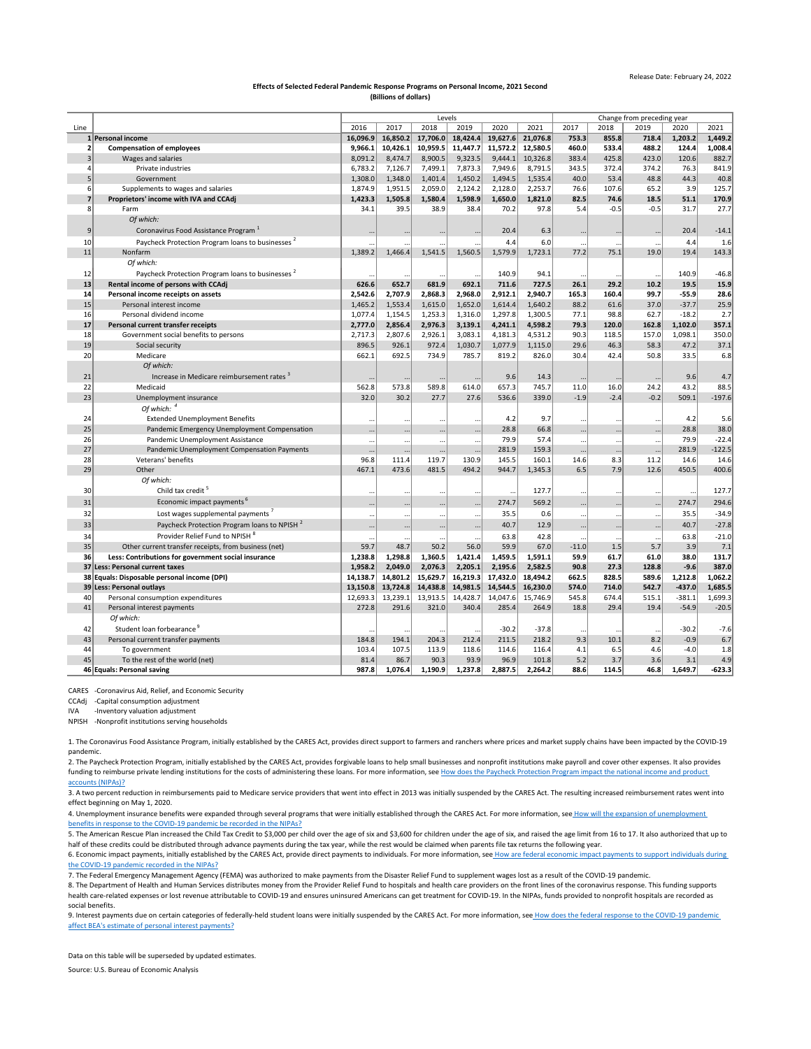Release Date: February 24, 2022

**Effects of Selected Federal Pandemic Response Programs on Personal Income, 2021 Second**
**(Billions of dollars)**

| Line | | Levels | | | | | | Change from preceding year | | | | |
|---|---|---|---|---|---|---|---|---|---|---|---|---|
| | | 2016 | 2017 | 2018 | 2019 | 2020 | 2021 | 2017 | 2018 | 2019 | 2020 | 2021 |
| 1 | **Personal income** | **16,096.9** | **16,850.2** | **17,706.0** | **18,424.4** | **19,627.6** | **21,076.8** | **753.3** | **855.8** | **718.4** | **1,203.2** | **1,449.2** |
| 2 | **Compensation of employees** | **9,966.1** | **10,426.1** | **10,959.5** | **11,447.7** | **11,572.2** | **12,580.5** | **460.0** | **533.4** | **488.2** | **124.4** | **1,008.4** |
| 3 | Wages and salaries | 8,091.2 | 8,474.7 | 8,900.5 | 9,323.5 | 9,444.1 | 10,326.8 | 383.4 | 425.8 | 423.0 | 120.6 | 882.7 |
| 4 | Private industries | 6,783.2 | 7,126.7 | 7,499.1 | 7,873.3 | 7,949.6 | 8,791.5 | 343.5 | 372.4 | 374.2 | 76.3 | 841.9 |
| 5 | Government | 1,308.0 | 1,348.0 | 1,401.4 | 1,450.2 | 1,494.5 | 1,535.4 | 40.0 | 53.4 | 48.8 | 44.3 | 40.8 |
| 6 | Supplements to wages and salaries | 1,874.9 | 1,951.5 | 2,059.0 | 2,124.2 | 2,128.0 | 2,253.7 | 76.6 | 107.6 | 65.2 | 3.9 | 125.7 |
| 7 | **Proprietors' income with IVA and CCAdj** | **1,423.3** | **1,505.8** | **1,580.4** | **1,598.9** | **1,650.0** | **1,821.0** | **82.5** | **74.6** | **18.5** | **51.1** | **170.9** |
| 8 | Farm | 34.1 | 39.5 | 38.9 | 38.4 | 70.2 | 97.8 | 5.4 | -0.5 | -0.5 | 31.7 | 27.7 |
| | *Of which:* | | | | | | | | | | | |
| 9 | Coronavirus Food Assistance Program [1] | ... | ... | ... | ... | 20.4 | 6.3 | ... | ... | ... | 20.4 | -14.1 |
| 10 | Paycheck Protection Program loans to businesses [2] | ... | ... | ... | ... | 4.4 | 6.0 | ... | ... | ... | 4.4 | 1.6 |
| 11 | Nonfarm | 1,389.2 | 1,466.4 | 1,541.5 | 1,560.5 | 1,579.9 | 1,723.1 | 77.2 | 75.1 | 19.0 | 19.4 | 143.3 |
| | *Of which:* | | | | | | | | | | | |
| 12 | Paycheck Protection Program loans to businesses [2] | ... | ... | ... | ... | 140.9 | 94.1 | ... | ... | ... | 140.9 | -46.8 |
| 13 | **Rental income of persons with CCAdj** | **626.6** | **652.7** | **681.9** | **692.1** | **711.6** | **727.5** | **26.1** | **29.2** | **10.2** | **19.5** | **15.9** |
| 14 | **Personal income receipts on assets** | **2,542.6** | **2,707.9** | **2,868.3** | **2,968.0** | **2,912.1** | **2,940.7** | **165.3** | **160.4** | **99.7** | **-55.9** | **28.6** |
| 15 | Personal interest income | 1,465.2 | 1,553.4 | 1,615.0 | 1,652.0 | 1,614.4 | 1,640.2 | 88.2 | 61.6 | 37.0 | -37.7 | 25.9 |
| 16 | Personal dividend income | 1,077.4 | 1,154.5 | 1,253.3 | 1,316.0 | 1,297.8 | 1,300.5 | 77.1 | 98.8 | 62.7 | -18.2 | 2.7 |
| 17 | **Personal current transfer receipts** | **2,777.0** | **2,856.4** | **2,976.3** | **3,139.1** | **4,241.1** | **4,598.2** | **79.3** | **120.0** | **162.8** | **1,102.0** | **357.1** |
| 18 | Government social benefits to persons | 2,717.3 | 2,807.6 | 2,926.1 | 3,083.1 | 4,181.3 | 4,531.2 | 90.3 | 118.5 | 157.0 | 1,098.1 | 350.0 |
| 19 | Social security | 896.5 | 926.1 | 972.4 | 1,030.7 | 1,077.9 | 1,115.0 | 29.6 | 46.3 | 58.3 | 47.2 | 37.1 |
| 20 | Medicare | 662.1 | 692.5 | 734.9 | 785.7 | 819.2 | 826.0 | 30.4 | 42.4 | 50.8 | 33.5 | 6.8 |
| | *Of which:* | | | | | | | | | | | |
| 21 | Increase in Medicare reimbursement rates [3] | ... | ... | ... | ... | 9.6 | 14.3 | ... | ... | ... | 9.6 | 4.7 |
| 22 | Medicaid | 562.8 | 573.8 | 589.8 | 614.0 | 657.3 | 745.7 | 11.0 | 16.0 | 24.2 | 43.2 | 88.5 |
| 23 | Unemployment insurance | 32.0 | 30.2 | 27.7 | 27.6 | 536.6 | 339.0 | -1.9 | -2.4 | -0.2 | 509.1 | -197.6 |
| | *Of which:* [4] | | | | | | | | | | | |
| 24 | Extended Unemployment Benefits | ... | ... | ... | ... | 4.2 | 9.7 | ... | ... | ... | 4.2 | 5.6 |
| 25 | Pandemic Emergency Unemployment Compensation | ... | ... | ... | ... | 28.8 | 66.8 | ... | ... | ... | 28.8 | 38.0 |
| 26 | Pandemic Unemployment Assistance | ... | ... | ... | ... | 79.9 | 57.4 | ... | ... | ... | 79.9 | -22.4 |
| 27 | Pandemic Unemployment Compensation Payments | ... | ... | ... | ... | 281.9 | 159.3 | ... | ... | ... | 281.9 | -122.5 |
| 28 | Veterans' benefits | 96.8 | 111.4 | 119.7 | 130.9 | 145.5 | 160.1 | 14.6 | 8.3 | 11.2 | 14.6 | 14.6 |
| 29 | Other | 467.1 | 473.6 | 481.5 | 494.2 | 944.7 | 1,345.3 | 6.5 | 7.9 | 12.6 | 450.5 | 400.6 |
| | *Of which:* | | | | | | | | | | | |
| 30 | Child tax credit [5] | ... | ... | ... | ... | ... | 127.7 | ... | ... | ... | ... | 127.7 |
| 31 | Economic impact payments [6] | ... | ... | ... | ... | 274.7 | 569.2 | ... | ... | ... | 274.7 | 294.6 |
| 32 | Lost wages supplemental payments [7] | ... | ... | ... | ... | 35.5 | 0.6 | ... | ... | ... | 35.5 | -34.9 |
| 33 | Paycheck Protection Program loans to NPISH [2] | ... | ... | ... | ... | 40.7 | 12.9 | ... | ... | ... | 40.7 | -27.8 |
| 34 | Provider Relief Fund to NPISH [8] | ... | ... | ... | ... | 63.8 | 42.8 | ... | ... | ... | 63.8 | -21.0 |
| 35 | Other current transfer receipts, from business (net) | 59.7 | 48.7 | 50.2 | 56.0 | 59.9 | 67.0 | -11.0 | 1.5 | 5.7 | 3.9 | 7.1 |
| 36 | **Less: Contributions for government social insurance** | **1,238.8** | **1,298.8** | **1,360.5** | **1,421.4** | **1,459.5** | **1,591.1** | **59.9** | **61.7** | **61.0** | **38.0** | **131.7** |
| 37 | **Less: Personal current taxes** | **1,958.2** | **2,049.0** | **2,076.3** | **2,205.1** | **2,195.6** | **2,582.5** | **90.8** | **27.3** | **128.8** | **-9.6** | **387.0** |
| 38 | **Equals: Disposable personal income (DPI)** | **14,138.7** | **14,801.2** | **15,629.7** | **16,219.3** | **17,432.0** | **18,494.2** | **662.5** | **828.5** | **589.6** | **1,212.8** | **1,062.2** |
| 39 | **Less: Personal outlays** | **13,150.8** | **13,724.8** | **14,438.8** | **14,981.5** | **14,544.5** | **16,230.0** | **574.0** | **714.0** | **542.7** | **-437.0** | **1,685.5** |
| 40 | Personal consumption expenditures | 12,693.3 | 13,239.1 | 13,913.5 | 14,428.7 | 14,047.6 | 15,746.9 | 545.8 | 674.4 | 515.1 | -381.1 | 1,699.3 |
| 41 | Personal interest payments | 272.8 | 291.6 | 321.0 | 340.4 | 285.4 | 264.9 | 18.8 | 29.4 | 19.4 | -54.9 | -20.5 |
| | *Of which:* | | | | | | | | | | | |
| 42 | Student loan forbearance [9] | ... | ... | ... | ... | -30.2 | -37.8 | ... | ... | ... | -30.2 | -7.6 |
| 43 | Personal current transfer payments | 184.8 | 194.1 | 204.3 | 212.4 | 211.5 | 218.2 | 9.3 | 10.1 | 8.2 | -0.9 | 6.7 |
| 44 | To government | 103.4 | 107.5 | 113.9 | 118.6 | 114.6 | 116.4 | 4.1 | 6.5 | 4.6 | -4.0 | 1.8 |
| 45 | To the rest of the world (net) | 81.4 | 86.7 | 90.3 | 93.9 | 96.9 | 101.8 | 5.2 | 3.7 | 3.6 | 3.1 | 4.9 |
| 46 | **Equals: Personal saving** | **987.8** | **1,076.4** | **1,190.9** | **1,237.8** | **2,887.5** | **2,264.2** | **88.6** | **114.5** | **46.8** | **1,649.7** | **-623.3** |

CARES -Coronavirus Aid, Relief, and Economic Security

CCAdj -Capital consumption adjustment

IVA -Inventory valuation adjustment

NPISH -Nonprofit institutions serving households

1. The Coronavirus Food Assistance Program, initially established by the CARES Act, provides direct support to farmers and ranchers where prices and market supply chains have been impacted by the COVID-19 pandemic.
2. The Paycheck Protection Program, initially established by the CARES Act, provides forgivable loans to help small businesses and nonprofit institutions make payroll and cover other expenses. It also provides funding to reimburse private lending institutions for the costs of administering these loans. For more information, see How does the Paycheck Protection Program impact the national income and product accounts (NIPAs)?
3. A two percent reduction in reimbursements paid to Medicare service providers that went into effect in 2013 was initially suspended by the CARES Act. The resulting increased reimbursement rates went into effect beginning on May 1, 2020.
4. Unemployment insurance benefits were expanded through several programs that were initially established through the CARES Act. For more information, see How will the expansion of unemployment benefits in response to the COVID-19 pandemic be recorded in the NIPAs?
5. The American Rescue Plan increased the Child Tax Credit to $3,000 per child over the age of six and $3,600 for children under the age of six, and raised the age limit from 16 to 17. It also authorized that up to half of these credits could be distributed through advance payments during the tax year, while the rest would be claimed when parents file tax returns the following year.
6. Economic impact payments, initially established by the CARES Act, provide direct payments to individuals. For more information, see How are federal economic impact payments to support individuals during the COVID-19 pandemic recorded in the NIPAs?
7. The Federal Emergency Management Agency (FEMA) was authorized to make payments from the Disaster Relief Fund to supplement wages lost as a result of the COVID-19 pandemic.
8. The Department of Health and Human Services distributes money from the Provider Relief Fund to hospitals and health care providers on the front lines of the coronavirus response. This funding supports health care-related expenses or lost revenue attributable to COVID-19 and ensures uninsured Americans can get treatment for COVID-19. In the NIPAs, funds provided to nonprofit hospitals are recorded as social benefits.
9. Interest payments due on certain categories of federally-held student loans were initially suspended by the CARES Act. For more information, see How does the federal response to the COVID-19 pandemic affect BEA's estimate of personal interest payments?

Data on this table will be superseded by updated estimates.

Source: U.S. Bureau of Economic Analysis